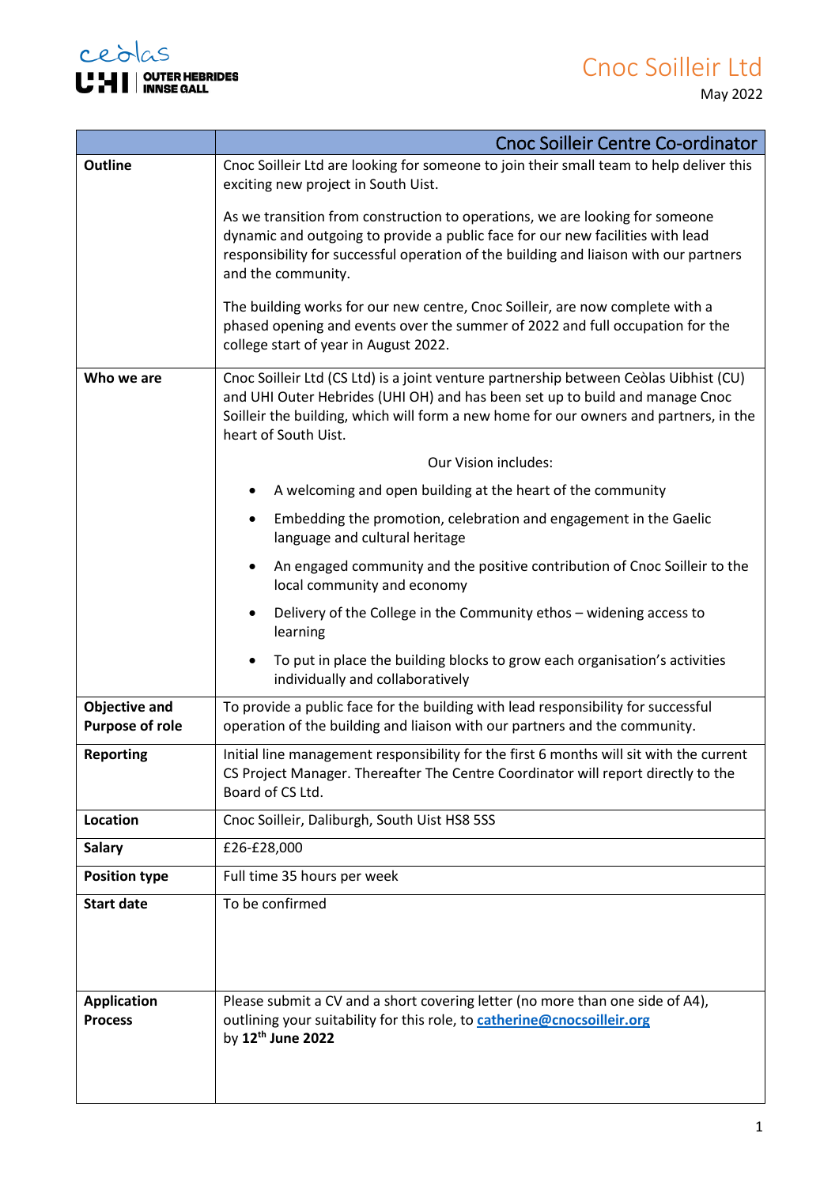# Cnoc Soilleir Ltd

May 2022

| | Cnoc Soilleir Centre Co-ordinator |
|---|---|
| **Outline** | Cnoc Soilleir Ltd are looking for someone to join their small team to help deliver this exciting new project in South Uist.<br><br>As we transition from construction to operations, we are looking for someone dynamic and outgoing to provide a public face for our new facilities with lead responsibility for successful operation of the building and liaison with our partners and the community.<br><br>The building works for our new centre, Cnoc Soilleir, are now complete with a phased opening and events over the summer of 2022 and full occupation for the college start of year in August 2022. |
| **Who we are** | Cnoc Soilleir Ltd (CS Ltd) is a joint venture partnership between Ceòlas Uibhist (CU) and UHI Outer Hebrides (UHI OH) and has been set up to build and manage Cnoc Soilleir the building, which will form a new home for our owners and partners, in the heart of South Uist.<br><br>Our Vision includes:<br>• A welcoming and open building at the heart of the community<br>• Embedding the promotion, celebration and engagement in the Gaelic language and cultural heritage<br>• An engaged community and the positive contribution of Cnoc Soilleir to the local community and economy<br>• Delivery of the College in the Community ethos – widening access to learning<br>• To put in place the building blocks to grow each organisation's activities individually and collaboratively |
| **Objective and Purpose of role** | To provide a public face for the building with lead responsibility for successful operation of the building and liaison with our partners and the community. |
| **Reporting** | Initial line management responsibility for the first 6 months will sit with the current CS Project Manager. Thereafter The Centre Coordinator will report directly to the Board of CS Ltd. |
| **Location** | Cnoc Soilleir, Daliburgh, South Uist HS8 5SS |
| **Salary** | £26-£28,000 |
| **Position type** | Full time 35 hours per week |
| **Start date** | To be confirmed |
| **Application Process** | Please submit a CV and a short covering letter (no more than one side of A4), outlining your suitability for this role, to **catherine@cnocsoilleir.org** by **12th June 2022** |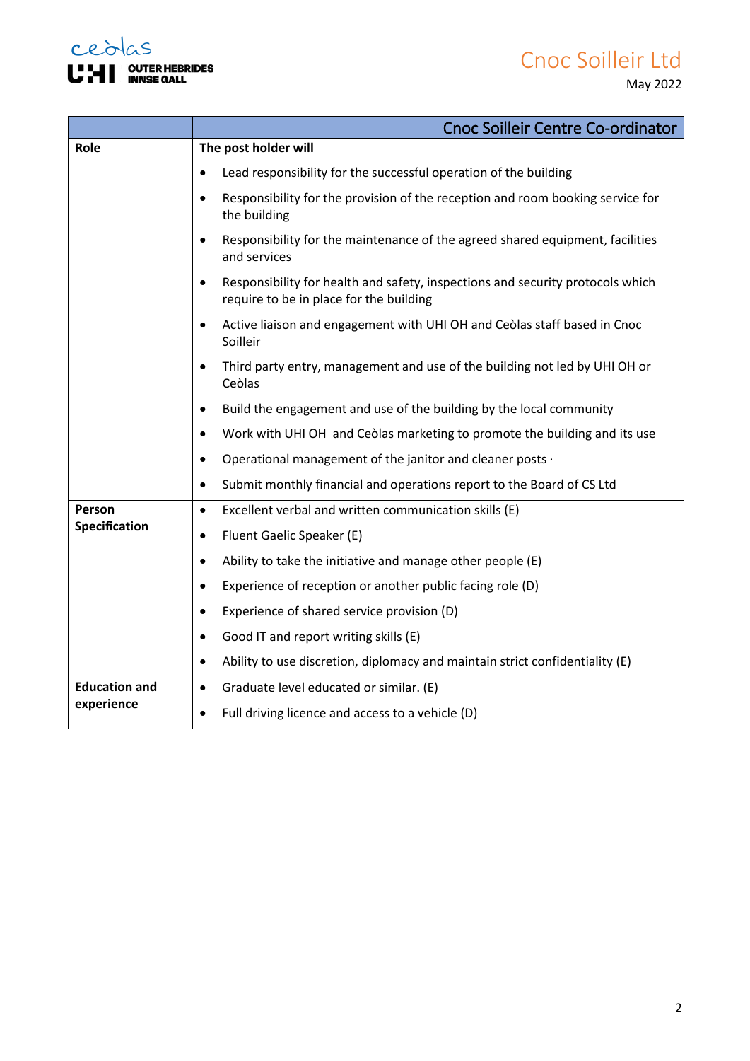| | Cnoc Soilleir Centre Co-ordinator |
|---|---|
| **Role** | **The post holder will**<br>• Lead responsibility for the successful operation of the building<br>• Responsibility for the provision of the reception and room booking service for the building<br>• Responsibility for the maintenance of the agreed shared equipment, facilities and services<br>• Responsibility for health and safety, inspections and security protocols which require to be in place for the building<br>• Active liaison and engagement with UHI OH and Ceòlas staff based in Cnoc Soilleir<br>• Third party entry, management and use of the building not led by UHI OH or Ceòlas<br>• Build the engagement and use of the building by the local community<br>• Work with UHI OH and Ceòlas marketing to promote the building and its use<br>• Operational management of the janitor and cleaner posts ·<br>• Submit monthly financial and operations report to the Board of CS Ltd |
| **Person Specification** | • Excellent verbal and written communication skills (E)<br>• Fluent Gaelic Speaker (E)<br>• Ability to take the initiative and manage other people (E)<br>• Experience of reception or another public facing role (D)<br>• Experience of shared service provision (D)<br>• Good IT and report writing skills (E)<br>• Ability to use discretion, diplomacy and maintain strict confidentiality (E) |
| **Education and experience** | • Graduate level educated or similar. (E)<br>• Full driving licence and access to a vehicle (D) |